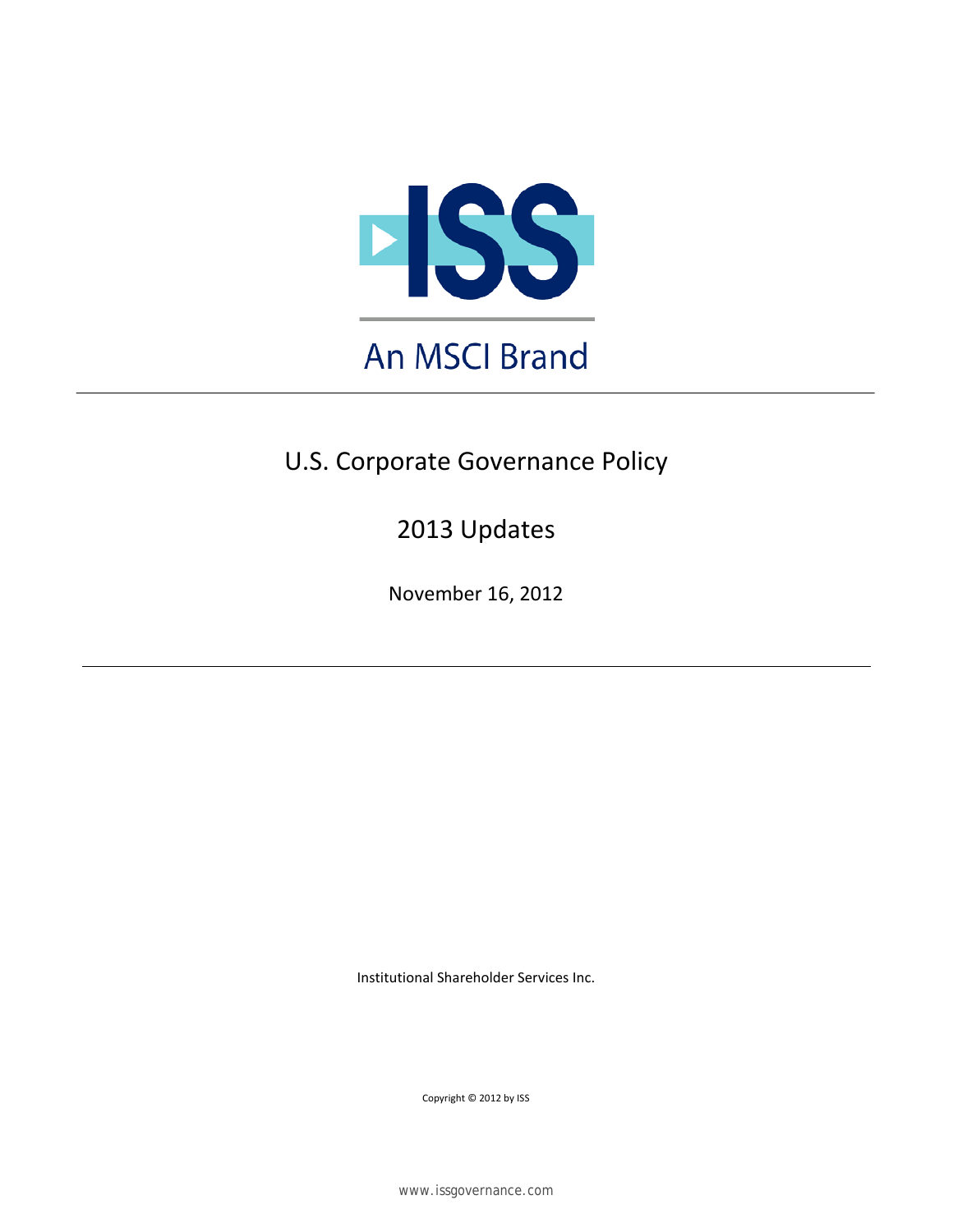ISS

An MSCI Brand

# U.S. Corporate Governance Policy

## 2013 Updates

November 16, 2012

Institutional Shareholder Services Inc.

Copyright © 2012 by ISS

www.issgovernance.com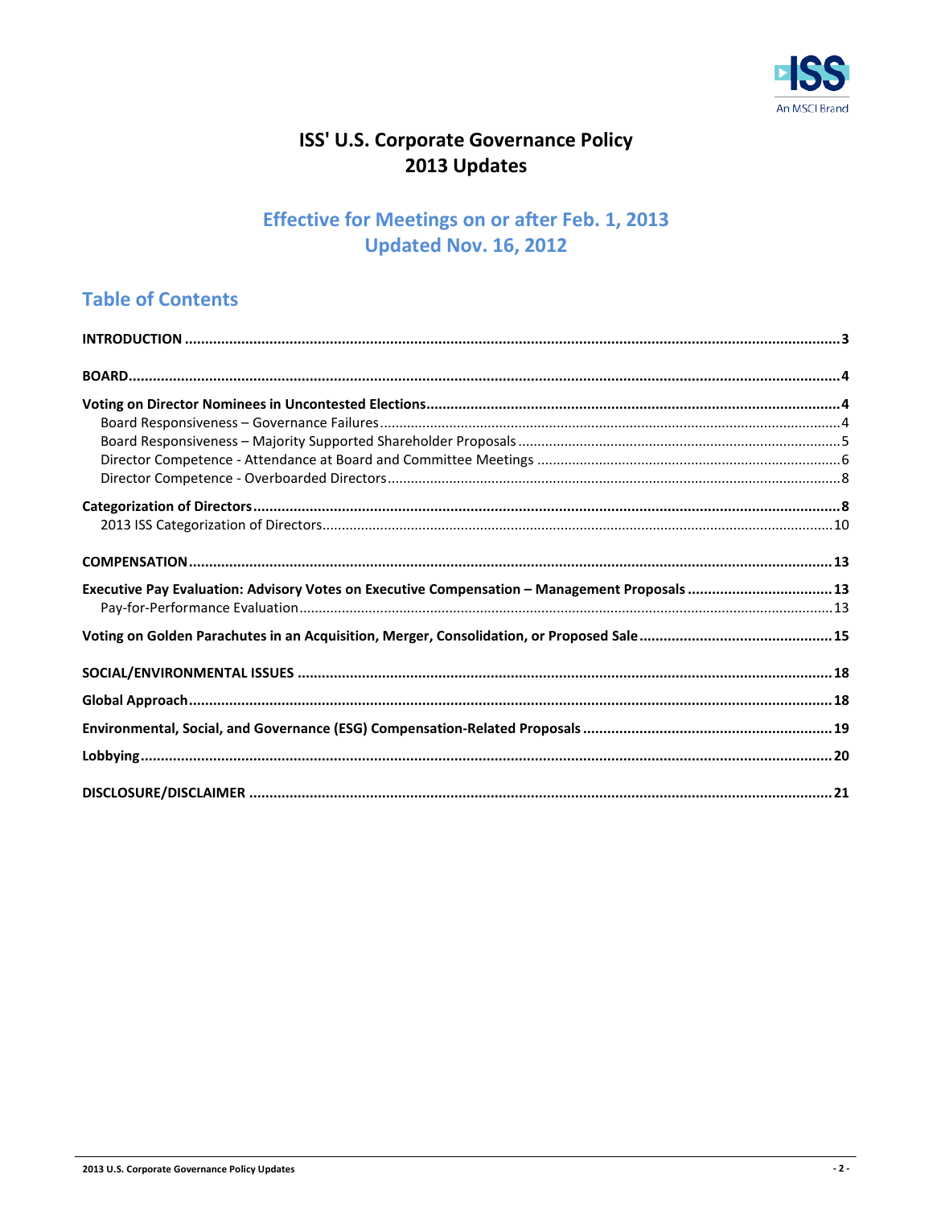# ISS' U.S. Corporate Governance Policy
# 2013 Updates

## Effective for Meetings on or after Feb. 1, 2013
## Updated Nov. 16, 2012

## Table of Contents

**INTRODUCTION** .......... 3

**BOARD** .......... 4

**Voting on Director Nominees in Uncontested Elections** .......... 4
- Board Responsiveness – Governance Failures .......... 4
- Board Responsiveness – Majority Supported Shareholder Proposals .......... 5
- Director Competence - Attendance at Board and Committee Meetings .......... 6
- Director Competence - Overboarded Directors .......... 8

**Categorization of Directors** .......... 8
- 2013 ISS Categorization of Directors .......... 10

**COMPENSATION** .......... 13

**Executive Pay Evaluation: Advisory Votes on Executive Compensation – Management Proposals** .......... 13
- Pay-for-Performance Evaluation .......... 13

**Voting on Golden Parachutes in an Acquisition, Merger, Consolidation, or Proposed Sale** .......... 15

**SOCIAL/ENVIRONMENTAL ISSUES** .......... 18

**Global Approach** .......... 18

**Environmental, Social, and Governance (ESG) Compensation-Related Proposals** .......... 19

**Lobbying** .......... 20

**DISCLOSURE/DISCLAIMER** .......... 21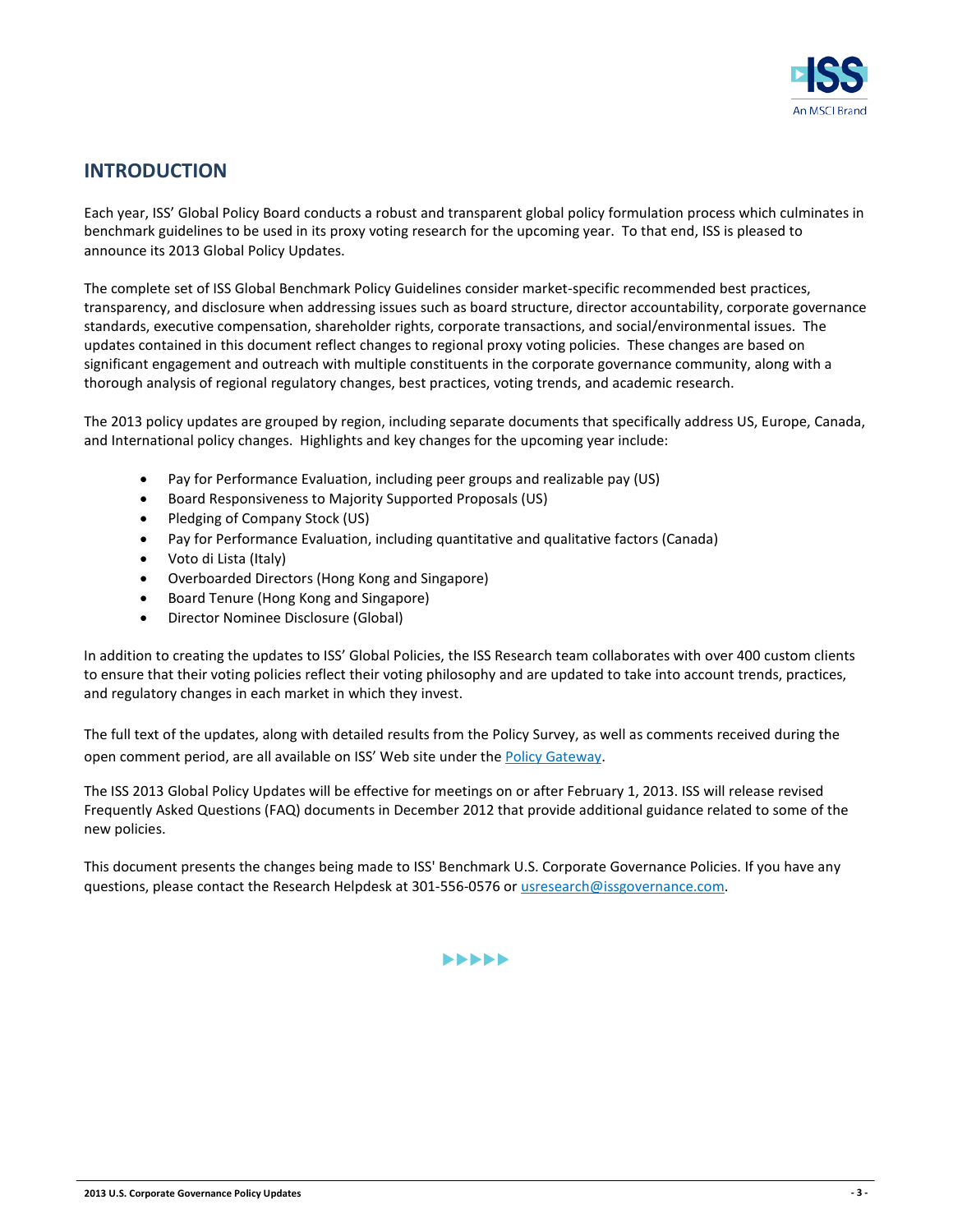## INTRODUCTION

Each year, ISS' Global Policy Board conducts a robust and transparent global policy formulation process which culminates in benchmark guidelines to be used in its proxy voting research for the upcoming year. To that end, ISS is pleased to announce its 2013 Global Policy Updates.

The complete set of ISS Global Benchmark Policy Guidelines consider market-specific recommended best practices, transparency, and disclosure when addressing issues such as board structure, director accountability, corporate governance standards, executive compensation, shareholder rights, corporate transactions, and social/environmental issues. The updates contained in this document reflect changes to regional proxy voting policies. These changes are based on significant engagement and outreach with multiple constituents in the corporate governance community, along with a thorough analysis of regional regulatory changes, best practices, voting trends, and academic research.

The 2013 policy updates are grouped by region, including separate documents that specifically address US, Europe, Canada, and International policy changes. Highlights and key changes for the upcoming year include:

- Pay for Performance Evaluation, including peer groups and realizable pay (US)
- Board Responsiveness to Majority Supported Proposals (US)
- Pledging of Company Stock (US)
- Pay for Performance Evaluation, including quantitative and qualitative factors (Canada)
- Voto di Lista (Italy)
- Overboarded Directors (Hong Kong and Singapore)
- Board Tenure (Hong Kong and Singapore)
- Director Nominee Disclosure (Global)

In addition to creating the updates to ISS' Global Policies, the ISS Research team collaborates with over 400 custom clients to ensure that their voting policies reflect their voting philosophy and are updated to take into account trends, practices, and regulatory changes in each market in which they invest.

The full text of the updates, along with detailed results from the Policy Survey, as well as comments received during the open comment period, are all available on ISS' Web site under the Policy Gateway.

The ISS 2013 Global Policy Updates will be effective for meetings on or after February 1, 2013. ISS will release revised Frequently Asked Questions (FAQ) documents in December 2012 that provide additional guidance related to some of the new policies.

This document presents the changes being made to ISS' Benchmark U.S. Corporate Governance Policies. If you have any questions, please contact the Research Helpdesk at 301-556-0576 or usresearch@issgovernance.com.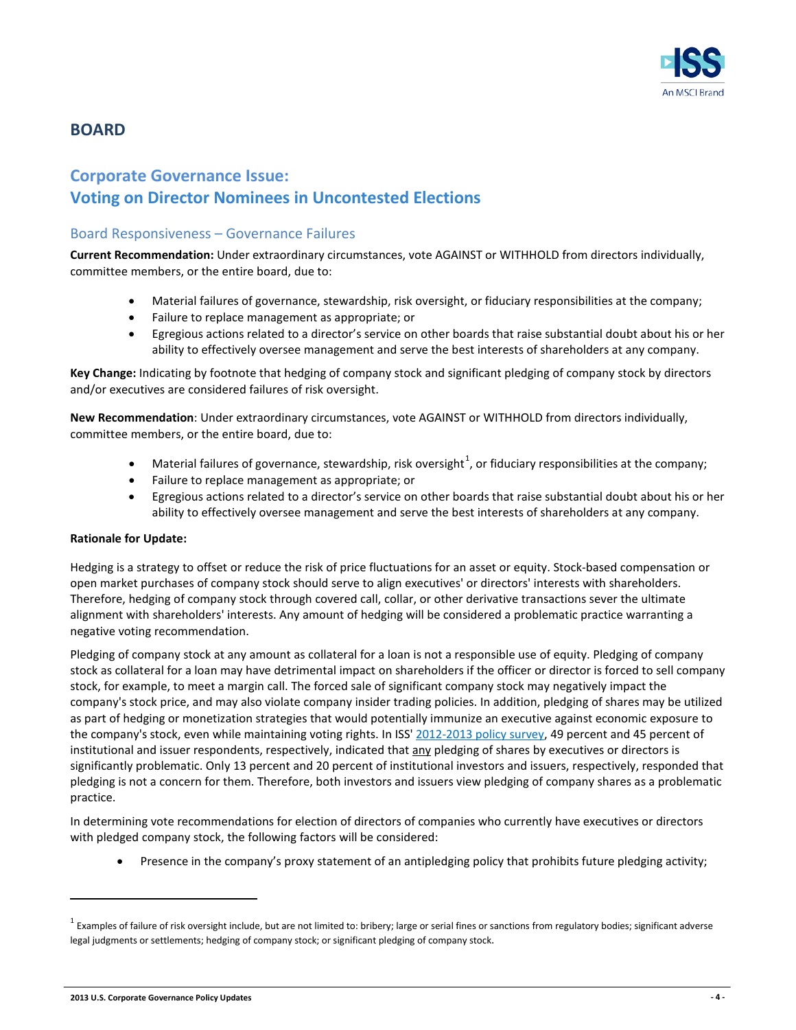## BOARD

## Corporate Governance Issue: Voting on Director Nominees in Uncontested Elections

### Board Responsiveness – Governance Failures

**Current Recommendation:** Under extraordinary circumstances, vote AGAINST or WITHHOLD from directors individually, committee members, or the entire board, due to:

- Material failures of governance, stewardship, risk oversight, or fiduciary responsibilities at the company;
- Failure to replace management as appropriate; or
- Egregious actions related to a director's service on other boards that raise substantial doubt about his or her ability to effectively oversee management and serve the best interests of shareholders at any company.

**Key Change:** Indicating by footnote that hedging of company stock and significant pledging of company stock by directors and/or executives are considered failures of risk oversight.

**New Recommendation**: Under extraordinary circumstances, vote AGAINST or WITHHOLD from directors individually, committee members, or the entire board, due to:

- Material failures of governance, stewardship, risk oversight[1], or fiduciary responsibilities at the company;
- Failure to replace management as appropriate; or
- Egregious actions related to a director's service on other boards that raise substantial doubt about his or her ability to effectively oversee management and serve the best interests of shareholders at any company.

**Rationale for Update:**

Hedging is a strategy to offset or reduce the risk of price fluctuations for an asset or equity. Stock-based compensation or open market purchases of company stock should serve to align executives' or directors' interests with shareholders. Therefore, hedging of company stock through covered call, collar, or other derivative transactions sever the ultimate alignment with shareholders' interests. Any amount of hedging will be considered a problematic practice warranting a negative voting recommendation.

Pledging of company stock at any amount as collateral for a loan is not a responsible use of equity. Pledging of company stock as collateral for a loan may have detrimental impact on shareholders if the officer or director is forced to sell company stock, for example, to meet a margin call. The forced sale of significant company stock may negatively impact the company's stock price, and may also violate company insider trading policies. In addition, pledging of shares may be utilized as part of hedging or monetization strategies that would potentially immunize an executive against economic exposure to the company's stock, even while maintaining voting rights. In ISS' 2012-2013 policy survey, 49 percent and 45 percent of institutional and issuer respondents, respectively, indicated that any pledging of shares by executives or directors is significantly problematic. Only 13 percent and 20 percent of institutional investors and issuers, respectively, responded that pledging is not a concern for them. Therefore, both investors and issuers view pledging of company shares as a problematic practice.

In determining vote recommendations for election of directors of companies who currently have executives or directors with pledged company stock, the following factors will be considered:

- Presence in the company's proxy statement of an antipledging policy that prohibits future pledging activity;

---

[1] Examples of failure of risk oversight include, but are not limited to: bribery; large or serial fines or sanctions from regulatory bodies; significant adverse legal judgments or settlements; hedging of company stock; or significant pledging of company stock.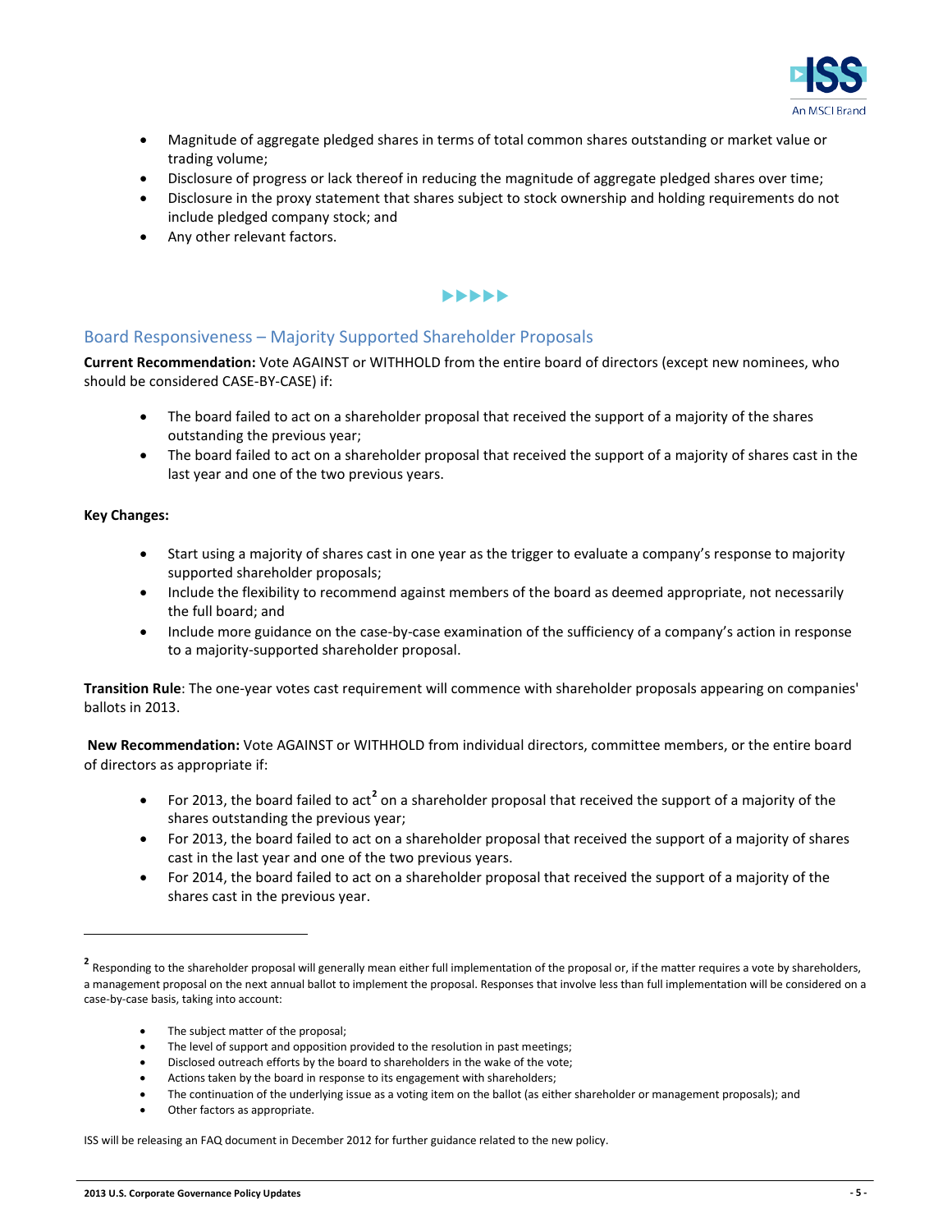- Magnitude of aggregate pledged shares in terms of total common shares outstanding or market value or trading volume;
- Disclosure of progress or lack thereof in reducing the magnitude of aggregate pledged shares over time;
- Disclosure in the proxy statement that shares subject to stock ownership and holding requirements do not include pledged company stock; and
- Any other relevant factors.

▶▶▶▶▶

## Board Responsiveness – Majority Supported Shareholder Proposals

**Current Recommendation:** Vote AGAINST or WITHHOLD from the entire board of directors (except new nominees, who should be considered CASE-BY-CASE) if:

- The board failed to act on a shareholder proposal that received the support of a majority of the shares outstanding the previous year;
- The board failed to act on a shareholder proposal that received the support of a majority of shares cast in the last year and one of the two previous years.

**Key Changes:**

- Start using a majority of shares cast in one year as the trigger to evaluate a company's response to majority supported shareholder proposals;
- Include the flexibility to recommend against members of the board as deemed appropriate, not necessarily the full board; and
- Include more guidance on the case-by-case examination of the sufficiency of a company's action in response to a majority-supported shareholder proposal.

**Transition Rule**: The one-year votes cast requirement will commence with shareholder proposals appearing on companies' ballots in 2013.

**New Recommendation:** Vote AGAINST or WITHHOLD from individual directors, committee members, or the entire board of directors as appropriate if:

- For 2013, the board failed to act[2] on a shareholder proposal that received the support of a majority of the shares outstanding the previous year;
- For 2013, the board failed to act on a shareholder proposal that received the support of a majority of shares cast in the last year and one of the two previous years.
- For 2014, the board failed to act on a shareholder proposal that received the support of a majority of the shares cast in the previous year.

---

[2] Responding to the shareholder proposal will generally mean either full implementation of the proposal or, if the matter requires a vote by shareholders, a management proposal on the next annual ballot to implement the proposal. Responses that involve less than full implementation will be considered on a case-by-case basis, taking into account:

- The subject matter of the proposal;
- The level of support and opposition provided to the resolution in past meetings;
- Disclosed outreach efforts by the board to shareholders in the wake of the vote;
- Actions taken by the board in response to its engagement with shareholders;
- The continuation of the underlying issue as a voting item on the ballot (as either shareholder or management proposals); and
- Other factors as appropriate.

ISS will be releasing an FAQ document in December 2012 for further guidance related to the new policy.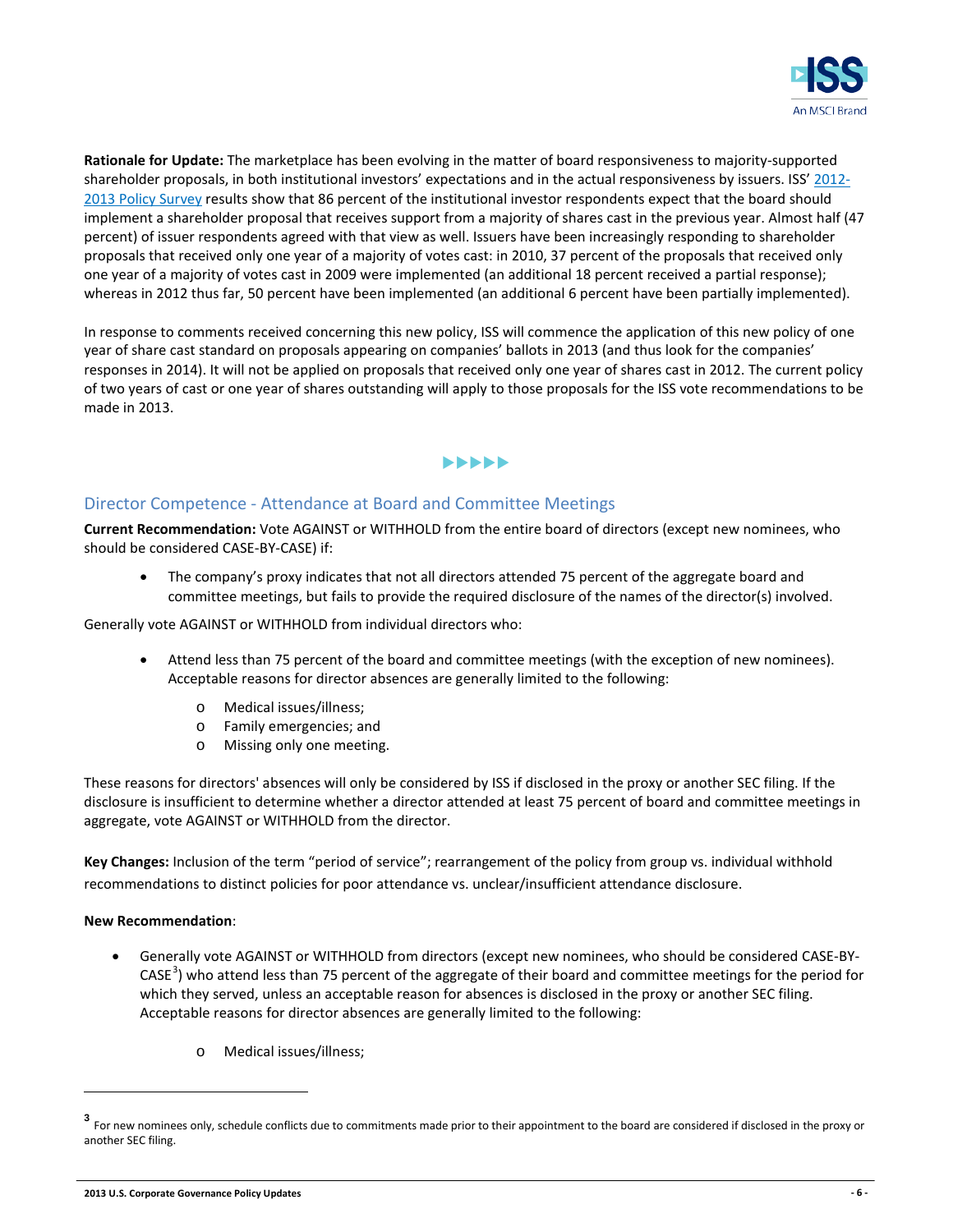**Rationale for Update:** The marketplace has been evolving in the matter of board responsiveness to majority-supported shareholder proposals, in both institutional investors' expectations and in the actual responsiveness by issuers. ISS' 2012-2013 Policy Survey results show that 86 percent of the institutional investor respondents expect that the board should implement a shareholder proposal that receives support from a majority of shares cast in the previous year. Almost half (47 percent) of issuer respondents agreed with that view as well. Issuers have been increasingly responding to shareholder proposals that received only one year of a majority of votes cast: in 2010, 37 percent of the proposals that received only one year of a majority of votes cast in 2009 were implemented (an additional 18 percent received a partial response); whereas in 2012 thus far, 50 percent have been implemented (an additional 6 percent have been partially implemented).

In response to comments received concerning this new policy, ISS will commence the application of this new policy of one year of share cast standard on proposals appearing on companies' ballots in 2013 (and thus look for the companies' responses in 2014). It will not be applied on proposals that received only one year of shares cast in 2012. The current policy of two years of cast or one year of shares outstanding will apply to those proposals for the ISS vote recommendations to be made in 2013.

▶▶▶▶▶

## Director Competence - Attendance at Board and Committee Meetings

**Current Recommendation:** Vote AGAINST or WITHHOLD from the entire board of directors (except new nominees, who should be considered CASE-BY-CASE) if:

- The company's proxy indicates that not all directors attended 75 percent of the aggregate board and committee meetings, but fails to provide the required disclosure of the names of the director(s) involved.

Generally vote AGAINST or WITHHOLD from individual directors who:

- Attend less than 75 percent of the board and committee meetings (with the exception of new nominees). Acceptable reasons for director absences are generally limited to the following:
  - Medical issues/illness;
  - Family emergencies; and
  - Missing only one meeting.

These reasons for directors' absences will only be considered by ISS if disclosed in the proxy or another SEC filing. If the disclosure is insufficient to determine whether a director attended at least 75 percent of board and committee meetings in aggregate, vote AGAINST or WITHHOLD from the director.

**Key Changes:** Inclusion of the term "period of service"; rearrangement of the policy from group vs. individual withhold recommendations to distinct policies for poor attendance vs. unclear/insufficient attendance disclosure.

**New Recommendation**:

- Generally vote AGAINST or WITHHOLD from directors (except new nominees, who should be considered CASE-BY-CASE[3]) who attend less than 75 percent of the aggregate of their board and committee meetings for the period for which they served, unless an acceptable reason for absences is disclosed in the proxy or another SEC filing. Acceptable reasons for director absences are generally limited to the following:
  - Medical issues/illness;

[3] For new nominees only, schedule conflicts due to commitments made prior to their appointment to the board are considered if disclosed in the proxy or another SEC filing.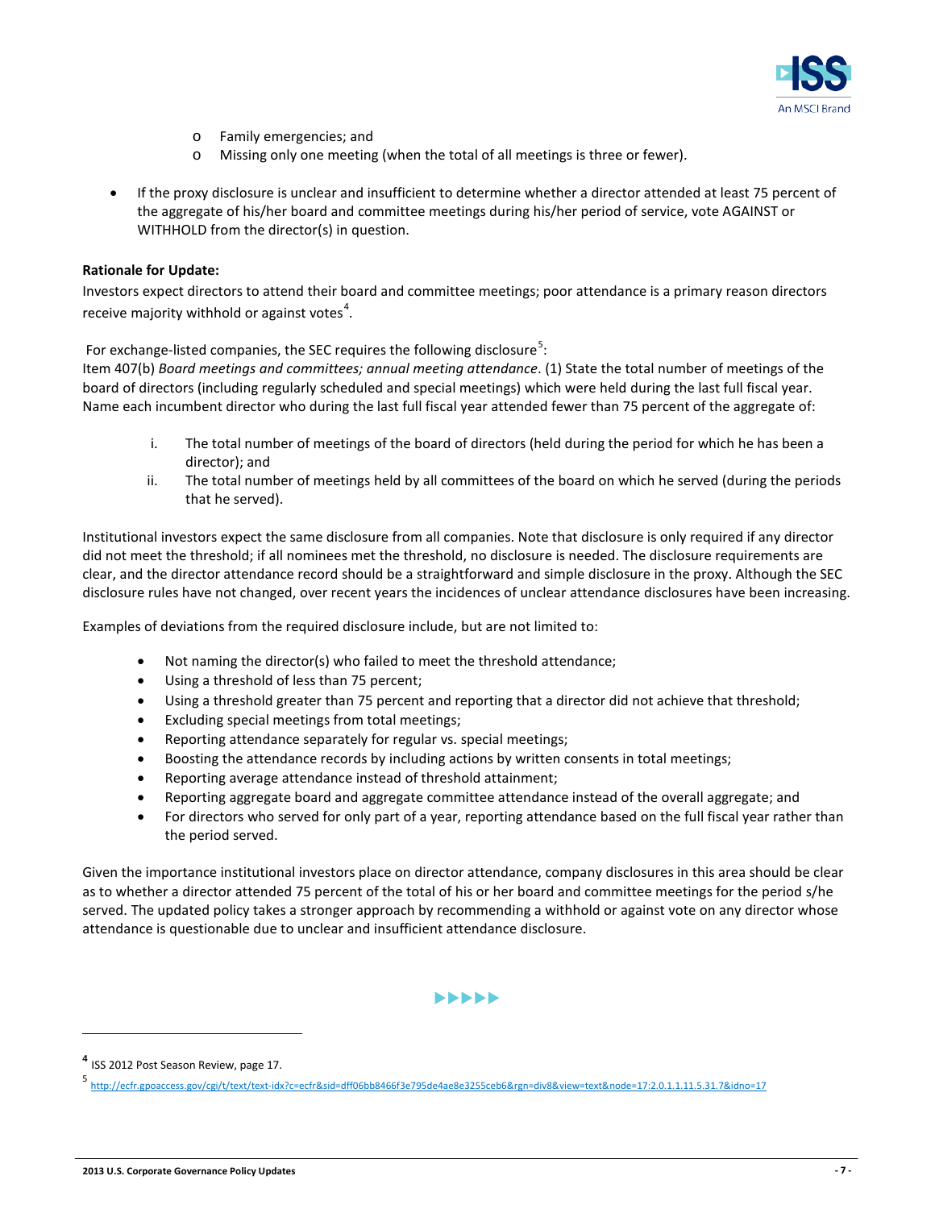- Family emergencies; and
  - Missing only one meeting (when the total of all meetings is three or fewer).

- If the proxy disclosure is unclear and insufficient to determine whether a director attended at least 75 percent of the aggregate of his/her board and committee meetings during his/her period of service, vote AGAINST or WITHHOLD from the director(s) in question.

**Rationale for Update:**

Investors expect directors to attend their board and committee meetings; poor attendance is a primary reason directors receive majority withhold or against votes[4].

For exchange-listed companies, the SEC requires the following disclosure[5]:

Item 407(b) *Board meetings and committees; annual meeting attendance*. (1) State the total number of meetings of the board of directors (including regularly scheduled and special meetings) which were held during the last full fiscal year. Name each incumbent director who during the last full fiscal year attended fewer than 75 percent of the aggregate of:

i. The total number of meetings of the board of directors (held during the period for which he has been a director); and
ii. The total number of meetings held by all committees of the board on which he served (during the periods that he served).

Institutional investors expect the same disclosure from all companies. Note that disclosure is only required if any director did not meet the threshold; if all nominees met the threshold, no disclosure is needed. The disclosure requirements are clear, and the director attendance record should be a straightforward and simple disclosure in the proxy. Although the SEC disclosure rules have not changed, over recent years the incidences of unclear attendance disclosures have been increasing.

Examples of deviations from the required disclosure include, but are not limited to:

- Not naming the director(s) who failed to meet the threshold attendance;
- Using a threshold of less than 75 percent;
- Using a threshold greater than 75 percent and reporting that a director did not achieve that threshold;
- Excluding special meetings from total meetings;
- Reporting attendance separately for regular vs. special meetings;
- Boosting the attendance records by including actions by written consents in total meetings;
- Reporting average attendance instead of threshold attainment;
- Reporting aggregate board and aggregate committee attendance instead of the overall aggregate; and
- For directors who served for only part of a year, reporting attendance based on the full fiscal year rather than the period served.

Given the importance institutional investors place on director attendance, company disclosures in this area should be clear as to whether a director attended 75 percent of the total of his or her board and committee meetings for the period s/he served. The updated policy takes a stronger approach by recommending a withhold or against vote on any director whose attendance is questionable due to unclear and insufficient attendance disclosure.

▶▶▶▶▶

---

[4] ISS 2012 Post Season Review, page 17.

[5] http://ecfr.gpoaccess.gov/cgi/t/text/text-idx?c=ecfr&sid=dff06bb8466f3e795de4ae8e3255ceb6&rgn=div8&view=text&node=17:2.0.1.1.11.5.31.7&idno=17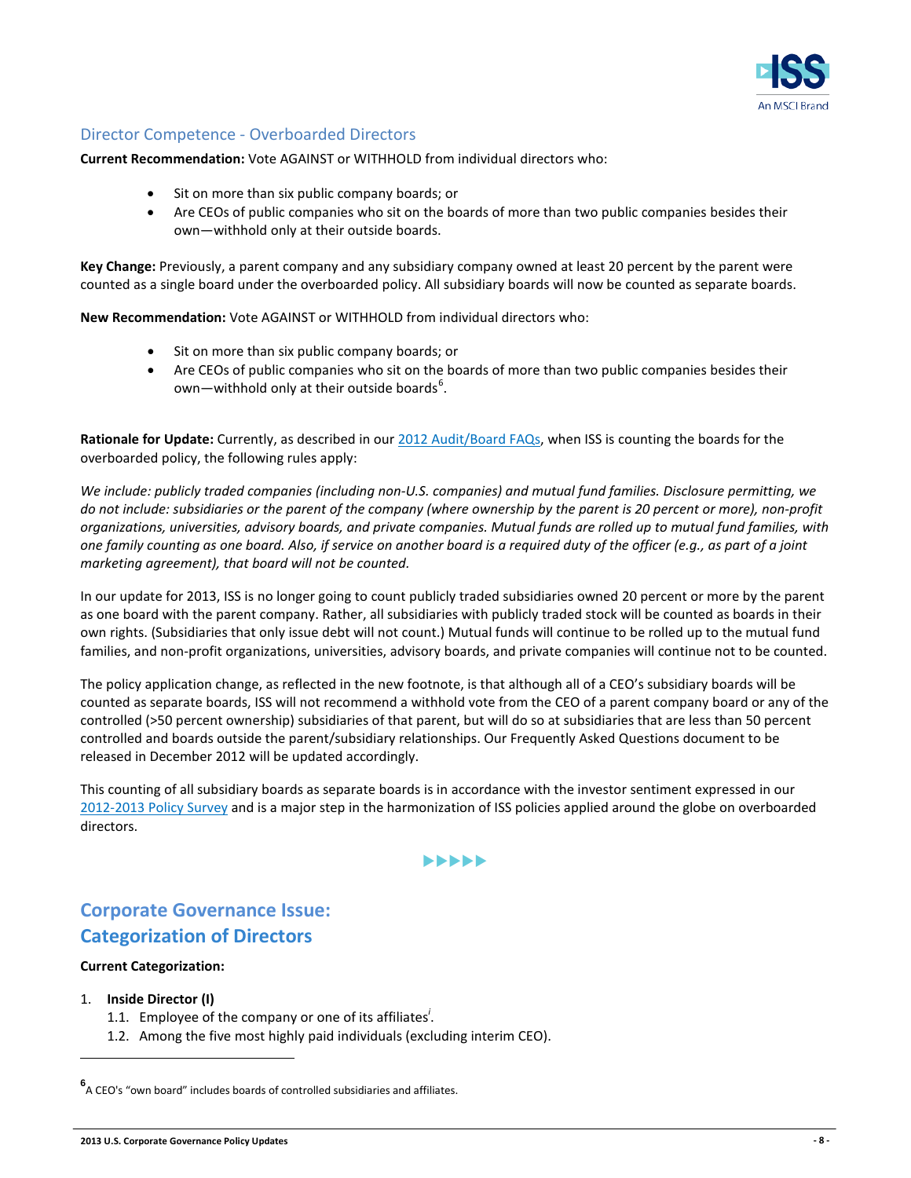## Director Competence - Overboarded Directors

**Current Recommendation:** Vote AGAINST or WITHHOLD from individual directors who:

- Sit on more than six public company boards; or
- Are CEOs of public companies who sit on the boards of more than two public companies besides their own—withhold only at their outside boards.

**Key Change:** Previously, a parent company and any subsidiary company owned at least 20 percent by the parent were counted as a single board under the overboarded policy. All subsidiary boards will now be counted as separate boards.

**New Recommendation:** Vote AGAINST or WITHHOLD from individual directors who:

- Sit on more than six public company boards; or
- Are CEOs of public companies who sit on the boards of more than two public companies besides their own—withhold only at their outside boards[6].

**Rationale for Update:** Currently, as described in our 2012 Audit/Board FAQs, when ISS is counting the boards for the overboarded policy, the following rules apply:

*We include: publicly traded companies (including non-U.S. companies) and mutual fund families. Disclosure permitting, we do not include: subsidiaries or the parent of the company (where ownership by the parent is 20 percent or more), non-profit organizations, universities, advisory boards, and private companies. Mutual funds are rolled up to mutual fund families, with one family counting as one board. Also, if service on another board is a required duty of the officer (e.g., as part of a joint marketing agreement), that board will not be counted.*

In our update for 2013, ISS is no longer going to count publicly traded subsidiaries owned 20 percent or more by the parent as one board with the parent company. Rather, all subsidiaries with publicly traded stock will be counted as boards in their own rights. (Subsidiaries that only issue debt will not count.) Mutual funds will continue to be rolled up to the mutual fund families, and non-profit organizations, universities, advisory boards, and private companies will continue not to be counted.

The policy application change, as reflected in the new footnote, is that although all of a CEO's subsidiary boards will be counted as separate boards, ISS will not recommend a withhold vote from the CEO of a parent company board or any of the controlled (>50 percent ownership) subsidiaries of that parent, but will do so at subsidiaries that are less than 50 percent controlled and boards outside the parent/subsidiary relationships. Our Frequently Asked Questions document to be released in December 2012 will be updated accordingly.

This counting of all subsidiary boards as separate boards is in accordance with the investor sentiment expressed in our 2012-2013 Policy Survey and is a major step in the harmonization of ISS policies applied around the globe on overboarded directors.

▶▶▶▶▶

## Corporate Governance Issue: Categorization of Directors

**Current Categorization:**

1. **Inside Director (I)**
   1.1. Employee of the company or one of its affiliates[i].
   1.2. Among the five most highly paid individuals (excluding interim CEO).

---

[6] A CEO's "own board" includes boards of controlled subsidiaries and affiliates.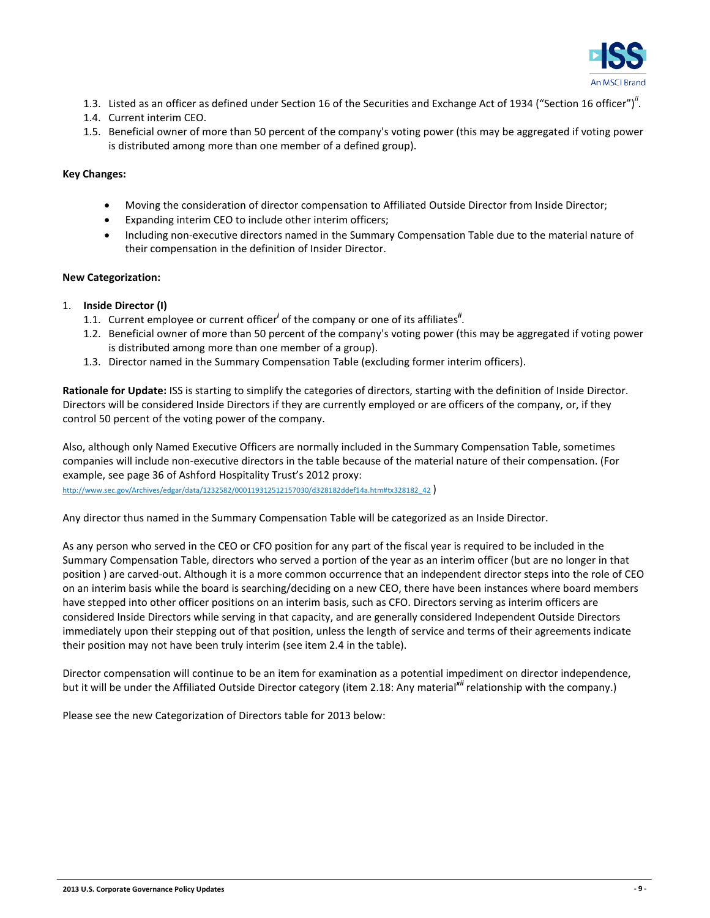1.3. Listed as an officer as defined under Section 16 of the Securities and Exchange Act of 1934 ("Section 16 officer")[ii].
1.4. Current interim CEO.
1.5. Beneficial owner of more than 50 percent of the company's voting power (this may be aggregated if voting power is distributed among more than one member of a defined group).

**Key Changes:**

- Moving the consideration of director compensation to Affiliated Outside Director from Inside Director;
- Expanding interim CEO to include other interim officers;
- Including non-executive directors named in the Summary Compensation Table due to the material nature of their compensation in the definition of Insider Director.

**New Categorization:**

1. **Inside Director (I)**
   1.1. Current employee or current officer[i] of the company or one of its affiliates[ii].
   1.2. Beneficial owner of more than 50 percent of the company's voting power (this may be aggregated if voting power is distributed among more than one member of a group).
   1.3. Director named in the Summary Compensation Table (excluding former interim officers).

**Rationale for Update:** ISS is starting to simplify the categories of directors, starting with the definition of Inside Director. Directors will be considered Inside Directors if they are currently employed or are officers of the company, or, if they control 50 percent of the voting power of the company.

Also, although only Named Executive Officers are normally included in the Summary Compensation Table, sometimes companies will include non-executive directors in the table because of the material nature of their compensation. (For example, see page 36 of Ashford Hospitality Trust's 2012 proxy: http://www.sec.gov/Archives/edgar/data/1232582/000119312512157030/d328182ddef14a.htm#tx328182_42 )

Any director thus named in the Summary Compensation Table will be categorized as an Inside Director.

As any person who served in the CEO or CFO position for any part of the fiscal year is required to be included in the Summary Compensation Table, directors who served a portion of the year as an interim officer (but are no longer in that position ) are carved-out. Although it is a more common occurrence that an independent director steps into the role of CEO on an interim basis while the board is searching/deciding on a new CEO, there have been instances where board members have stepped into other officer positions on an interim basis, such as CFO. Directors serving as interim officers are considered Inside Directors while serving in that capacity, and are generally considered Independent Outside Directors immediately upon their stepping out of that position, unless the length of service and terms of their agreements indicate their position may not have been truly interim (see item 2.4 in the table).

Director compensation will continue to be an item for examination as a potential impediment on director independence, but it will be under the Affiliated Outside Director category (item 2.18: Any material[xii] relationship with the company.)

Please see the new Categorization of Directors table for 2013 below: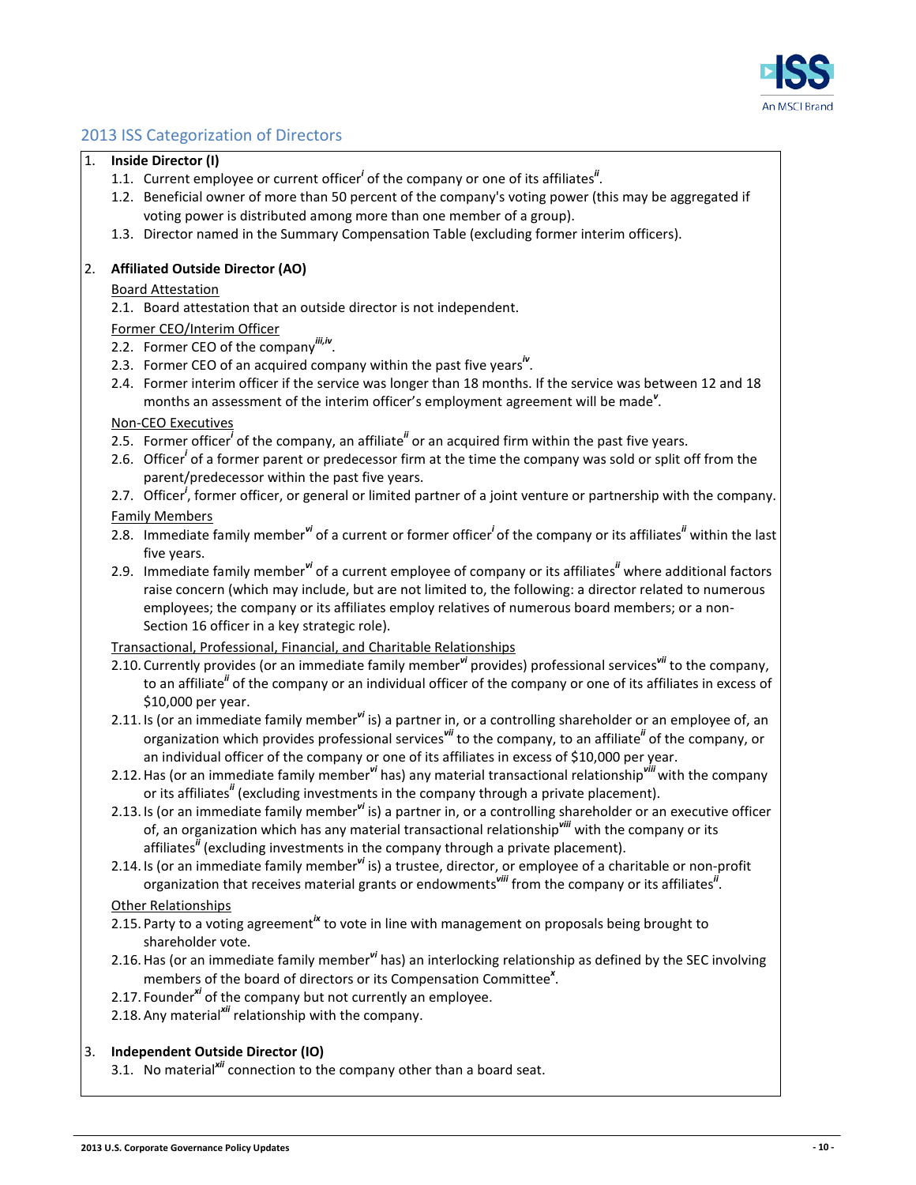## 2013 ISS Categorization of Directors

1. **Inside Director (I)**
   - 1.1. Current employee or current officer[i] of the company or one of its affiliates[ii].
   - 1.2. Beneficial owner of more than 50 percent of the company's voting power (this may be aggregated if voting power is distributed among more than one member of a group).
   - 1.3. Director named in the Summary Compensation Table (excluding former interim officers).

2. **Affiliated Outside Director (AO)**

   Board Attestation
   - 2.1. Board attestation that an outside director is not independent.

   Former CEO/Interim Officer
   - 2.2. Former CEO of the company[iii,iv].
   - 2.3. Former CEO of an acquired company within the past five years[iv].
   - 2.4. Former interim officer if the service was longer than 18 months. If the service was between 12 and 18 months an assessment of the interim officer's employment agreement will be made[v].

   Non-CEO Executives
   - 2.5. Former officer[i] of the company, an affiliate[ii] or an acquired firm within the past five years.
   - 2.6. Officer[i] of a former parent or predecessor firm at the time the company was sold or split off from the parent/predecessor within the past five years.
   - 2.7. Officer[i], former officer, or general or limited partner of a joint venture or partnership with the company.

   Family Members
   - 2.8. Immediate family member[vi] of a current or former officer[i] of the company or its affiliates[ii] within the last five years.
   - 2.9. Immediate family member[vi] of a current employee of company or its affiliates[ii] where additional factors raise concern (which may include, but are not limited to, the following: a director related to numerous employees; the company or its affiliates employ relatives of numerous board members; or a non-Section 16 officer in a key strategic role).

   Transactional, Professional, Financial, and Charitable Relationships
   - 2.10. Currently provides (or an immediate family member[vi] provides) professional services[vii] to the company, to an affiliate[ii] of the company or an individual officer of the company or one of its affiliates in excess of $10,000 per year.
   - 2.11. Is (or an immediate family member[vi] is) a partner in, or a controlling shareholder or an employee of, an organization which provides professional services[vii] to the company, to an affiliate[ii] of the company, or an individual officer of the company or one of its affiliates in excess of $10,000 per year.
   - 2.12. Has (or an immediate family member[vi] has) any material transactional relationship[viii] with the company or its affiliates[ii] (excluding investments in the company through a private placement).
   - 2.13. Is (or an immediate family member[vi] is) a partner in, or a controlling shareholder or an executive officer of, an organization which has any material transactional relationship[viii] with the company or its affiliates[ii] (excluding investments in the company through a private placement).
   - 2.14. Is (or an immediate family member[vi] is) a trustee, director, or employee of a charitable or non-profit organization that receives material grants or endowments[viii] from the company or its affiliates[ii].

   Other Relationships
   - 2.15. Party to a voting agreement[ix] to vote in line with management on proposals being brought to shareholder vote.
   - 2.16. Has (or an immediate family member[vi] has) an interlocking relationship as defined by the SEC involving members of the board of directors or its Compensation Committee[x].
   - 2.17. Founder[xi] of the company but not currently an employee.
   - 2.18. Any material[xii] relationship with the company.

3. **Independent Outside Director (IO)**
   - 3.1. No material[xii] connection to the company other than a board seat.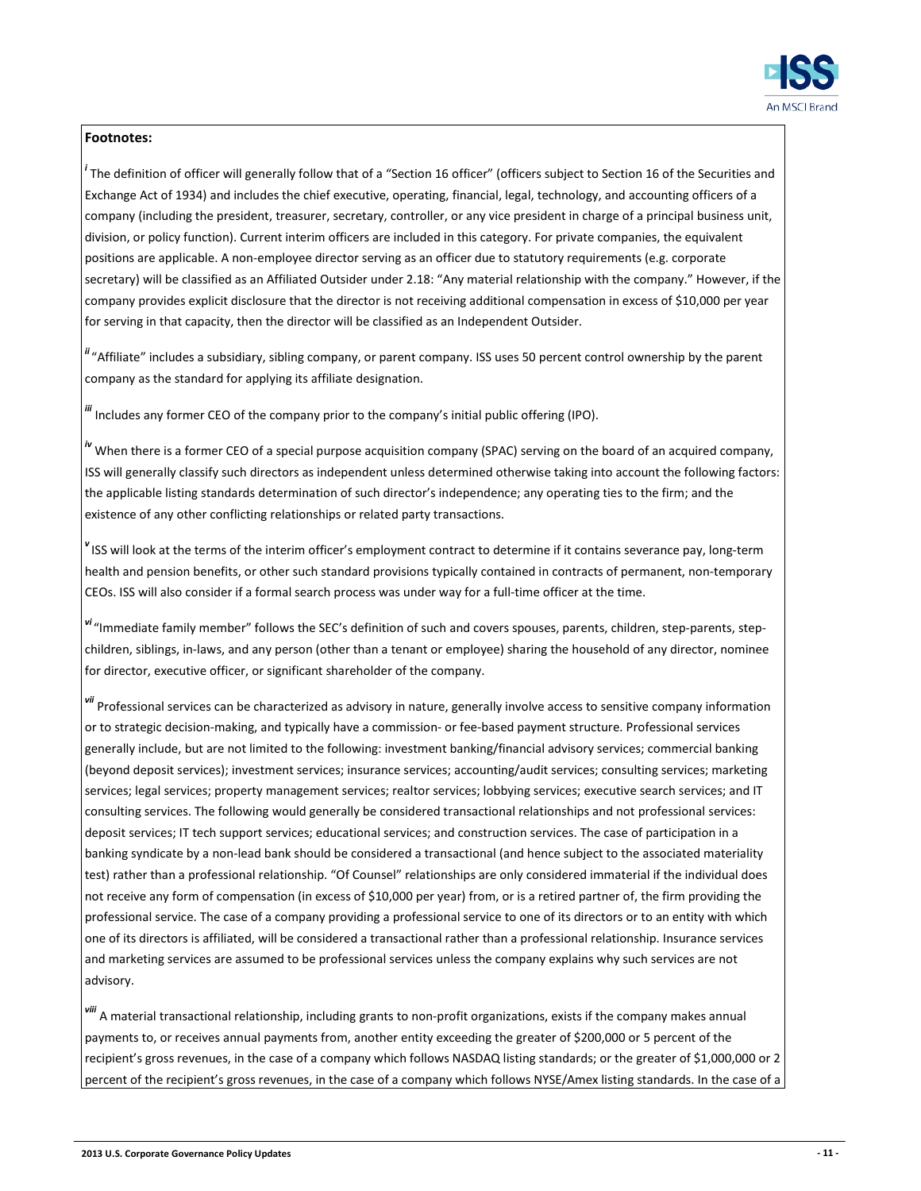**Footnotes:**

[i] The definition of officer will generally follow that of a "Section 16 officer" (officers subject to Section 16 of the Securities and Exchange Act of 1934) and includes the chief executive, operating, financial, legal, technology, and accounting officers of a company (including the president, treasurer, secretary, controller, or any vice president in charge of a principal business unit, division, or policy function). Current interim officers are included in this category. For private companies, the equivalent positions are applicable. A non-employee director serving as an officer due to statutory requirements (e.g. corporate secretary) will be classified as an Affiliated Outsider under 2.18: "Any material relationship with the company." However, if the company provides explicit disclosure that the director is not receiving additional compensation in excess of $10,000 per year for serving in that capacity, then the director will be classified as an Independent Outsider.

[ii] "Affiliate" includes a subsidiary, sibling company, or parent company. ISS uses 50 percent control ownership by the parent company as the standard for applying its affiliate designation.

[iii] Includes any former CEO of the company prior to the company's initial public offering (IPO).

[iv] When there is a former CEO of a special purpose acquisition company (SPAC) serving on the board of an acquired company, ISS will generally classify such directors as independent unless determined otherwise taking into account the following factors: the applicable listing standards determination of such director's independence; any operating ties to the firm; and the existence of any other conflicting relationships or related party transactions.

[v] ISS will look at the terms of the interim officer's employment contract to determine if it contains severance pay, long-term health and pension benefits, or other such standard provisions typically contained in contracts of permanent, non-temporary CEOs. ISS will also consider if a formal search process was under way for a full-time officer at the time.

[vi] "Immediate family member" follows the SEC's definition of such and covers spouses, parents, children, step-parents, step-children, siblings, in-laws, and any person (other than a tenant or employee) sharing the household of any director, nominee for director, executive officer, or significant shareholder of the company.

[vii] Professional services can be characterized as advisory in nature, generally involve access to sensitive company information or to strategic decision-making, and typically have a commission- or fee-based payment structure. Professional services generally include, but are not limited to the following: investment banking/financial advisory services; commercial banking (beyond deposit services); investment services; insurance services; accounting/audit services; consulting services; marketing services; legal services; property management services; realtor services; lobbying services; executive search services; and IT consulting services. The following would generally be considered transactional relationships and not professional services: deposit services; IT tech support services; educational services; and construction services. The case of participation in a banking syndicate by a non-lead bank should be considered a transactional (and hence subject to the associated materiality test) rather than a professional relationship. "Of Counsel" relationships are only considered immaterial if the individual does not receive any form of compensation (in excess of $10,000 per year) from, or is a retired partner of, the firm providing the professional service. The case of a company providing a professional service to one of its directors or to an entity with which one of its directors is affiliated, will be considered a transactional rather than a professional relationship. Insurance services and marketing services are assumed to be professional services unless the company explains why such services are not advisory.

[viii] A material transactional relationship, including grants to non-profit organizations, exists if the company makes annual payments to, or receives annual payments from, another entity exceeding the greater of $200,000 or 5 percent of the recipient's gross revenues, in the case of a company which follows NASDAQ listing standards; or the greater of $1,000,000 or 2 percent of the recipient's gross revenues, in the case of a company which follows NYSE/Amex listing standards. In the case of a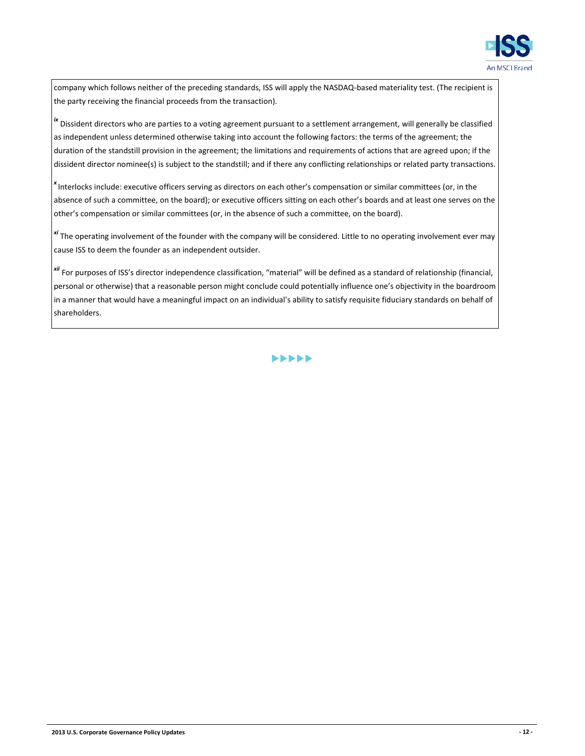company which follows neither of the preceding standards, ISS will apply the NASDAQ-based materiality test. (The recipient is the party receiving the financial proceeds from the transaction).

[ix] Dissident directors who are parties to a voting agreement pursuant to a settlement arrangement, will generally be classified as independent unless determined otherwise taking into account the following factors: the terms of the agreement; the duration of the standstill provision in the agreement; the limitations and requirements of actions that are agreed upon; if the dissident director nominee(s) is subject to the standstill; and if there any conflicting relationships or related party transactions.

[x] Interlocks include: executive officers serving as directors on each other's compensation or similar committees (or, in the absence of such a committee, on the board); or executive officers sitting on each other's boards and at least one serves on the other's compensation or similar committees (or, in the absence of such a committee, on the board).

[xi] The operating involvement of the founder with the company will be considered. Little to no operating involvement ever may cause ISS to deem the founder as an independent outsider.

[xii] For purposes of ISS's director independence classification, "material" will be defined as a standard of relationship (financial, personal or otherwise) that a reasonable person might conclude could potentially influence one's objectivity in the boardroom in a manner that would have a meaningful impact on an individual's ability to satisfy requisite fiduciary standards on behalf of shareholders.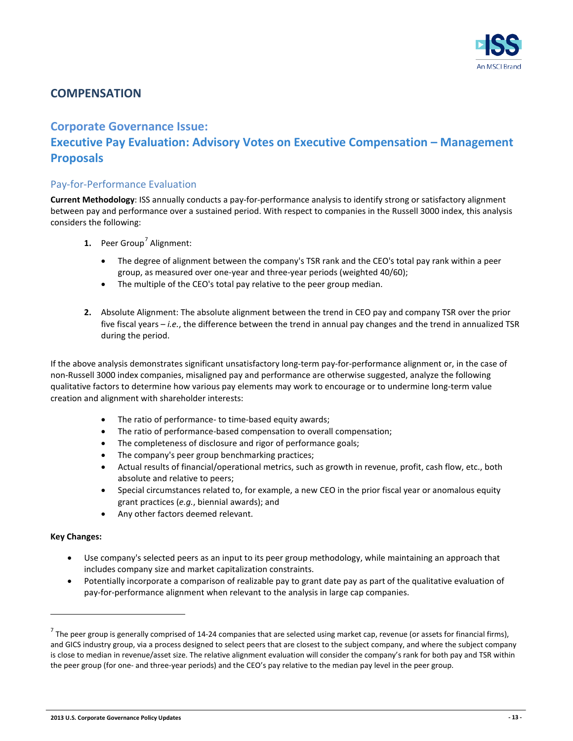## COMPENSATION

### Corporate Governance Issue: Executive Pay Evaluation: Advisory Votes on Executive Compensation – Management Proposals

#### Pay-for-Performance Evaluation

**Current Methodology**: ISS annually conducts a pay-for-performance analysis to identify strong or satisfactory alignment between pay and performance over a sustained period. With respect to companies in the Russell 3000 index, this analysis considers the following:

1. Peer Group[7] Alignment:
   - The degree of alignment between the company's TSR rank and the CEO's total pay rank within a peer group, as measured over one-year and three-year periods (weighted 40/60);
   - The multiple of the CEO's total pay relative to the peer group median.

2. Absolute Alignment: The absolute alignment between the trend in CEO pay and company TSR over the prior five fiscal years – *i.e.*, the difference between the trend in annual pay changes and the trend in annualized TSR during the period.

If the above analysis demonstrates significant unsatisfactory long-term pay-for-performance alignment or, in the case of non-Russell 3000 index companies, misaligned pay and performance are otherwise suggested, analyze the following qualitative factors to determine how various pay elements may work to encourage or to undermine long-term value creation and alignment with shareholder interests:

- The ratio of performance- to time-based equity awards;
- The ratio of performance-based compensation to overall compensation;
- The completeness of disclosure and rigor of performance goals;
- The company's peer group benchmarking practices;
- Actual results of financial/operational metrics, such as growth in revenue, profit, cash flow, etc., both absolute and relative to peers;
- Special circumstances related to, for example, a new CEO in the prior fiscal year or anomalous equity grant practices (*e.g.*, biennial awards); and
- Any other factors deemed relevant.

**Key Changes:**

- Use company's selected peers as an input to its peer group methodology, while maintaining an approach that includes company size and market capitalization constraints.
- Potentially incorporate a comparison of realizable pay to grant date pay as part of the qualitative evaluation of pay-for-performance alignment when relevant to the analysis in large cap companies.

---

[7] The peer group is generally comprised of 14-24 companies that are selected using market cap, revenue (or assets for financial firms), and GICS industry group, via a process designed to select peers that are closest to the subject company, and where the subject company is close to median in revenue/asset size. The relative alignment evaluation will consider the company's rank for both pay and TSR within the peer group (for one- and three-year periods) and the CEO's pay relative to the median pay level in the peer group.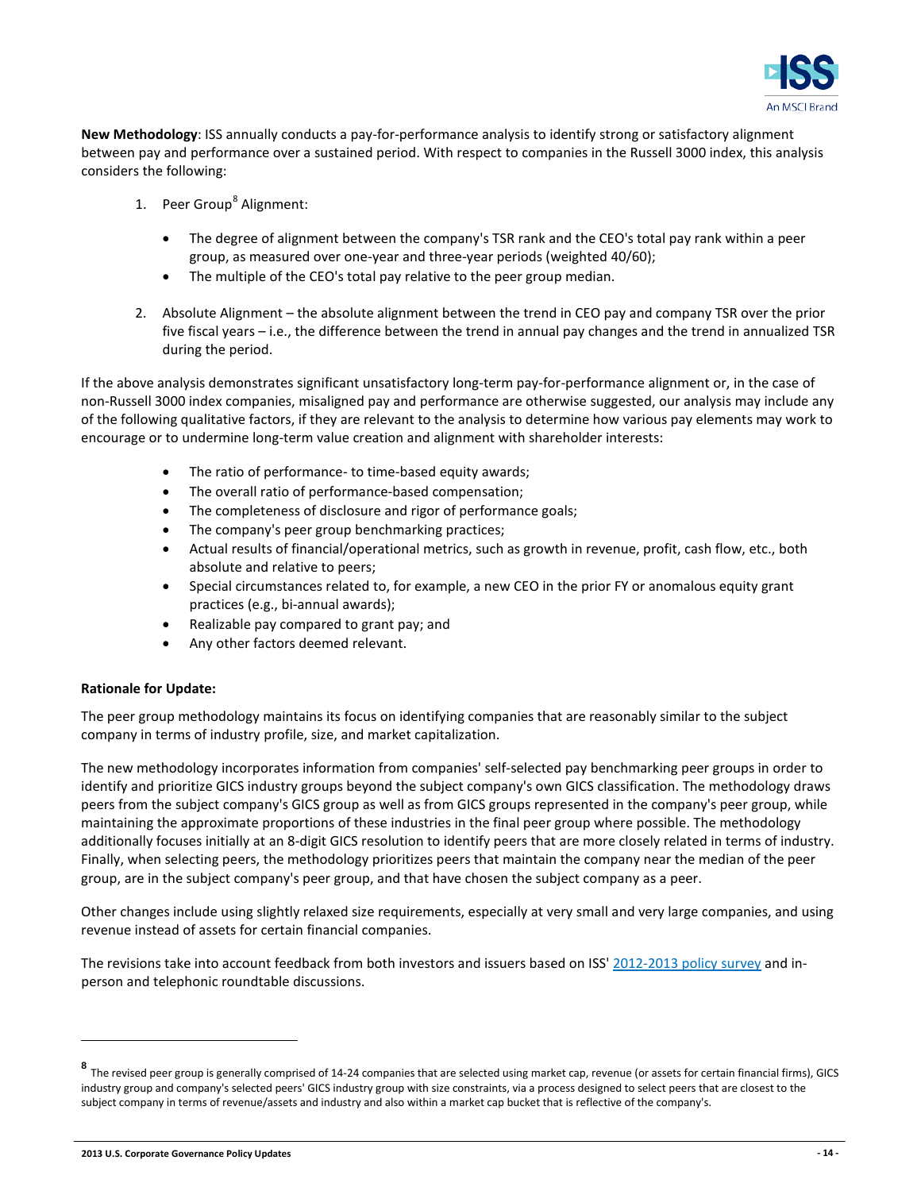**New Methodology**: ISS annually conducts a pay-for-performance analysis to identify strong or satisfactory alignment between pay and performance over a sustained period. With respect to companies in the Russell 3000 index, this analysis considers the following:

1. Peer Group[8] Alignment:
   - The degree of alignment between the company's TSR rank and the CEO's total pay rank within a peer group, as measured over one-year and three-year periods (weighted 40/60);
   - The multiple of the CEO's total pay relative to the peer group median.
2. Absolute Alignment – the absolute alignment between the trend in CEO pay and company TSR over the prior five fiscal years – i.e., the difference between the trend in annual pay changes and the trend in annualized TSR during the period.

If the above analysis demonstrates significant unsatisfactory long-term pay-for-performance alignment or, in the case of non-Russell 3000 index companies, misaligned pay and performance are otherwise suggested, our analysis may include any of the following qualitative factors, if they are relevant to the analysis to determine how various pay elements may work to encourage or to undermine long-term value creation and alignment with shareholder interests:

- The ratio of performance- to time-based equity awards;
- The overall ratio of performance-based compensation;
- The completeness of disclosure and rigor of performance goals;
- The company's peer group benchmarking practices;
- Actual results of financial/operational metrics, such as growth in revenue, profit, cash flow, etc., both absolute and relative to peers;
- Special circumstances related to, for example, a new CEO in the prior FY or anomalous equity grant practices (e.g., bi-annual awards);
- Realizable pay compared to grant pay; and
- Any other factors deemed relevant.

**Rationale for Update:**

The peer group methodology maintains its focus on identifying companies that are reasonably similar to the subject company in terms of industry profile, size, and market capitalization.

The new methodology incorporates information from companies' self-selected pay benchmarking peer groups in order to identify and prioritize GICS industry groups beyond the subject company's own GICS classification. The methodology draws peers from the subject company's GICS group as well as from GICS groups represented in the company's peer group, while maintaining the approximate proportions of these industries in the final peer group where possible. The methodology additionally focuses initially at an 8-digit GICS resolution to identify peers that are more closely related in terms of industry. Finally, when selecting peers, the methodology prioritizes peers that maintain the company near the median of the peer group, are in the subject company's peer group, and that have chosen the subject company as a peer.

Other changes include using slightly relaxed size requirements, especially at very small and very large companies, and using revenue instead of assets for certain financial companies.

The revisions take into account feedback from both investors and issuers based on ISS' 2012-2013 policy survey and in-person and telephonic roundtable discussions.

---

[8] The revised peer group is generally comprised of 14-24 companies that are selected using market cap, revenue (or assets for certain financial firms), GICS industry group and company's selected peers' GICS industry group with size constraints, via a process designed to select peers that are closest to the subject company in terms of revenue/assets and industry and also within a market cap bucket that is reflective of the company's.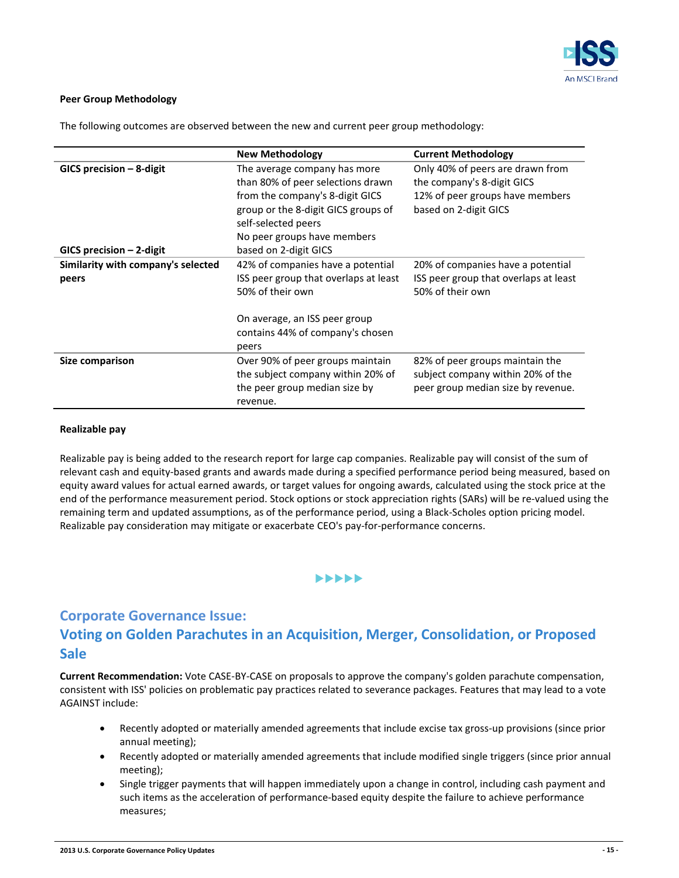**Peer Group Methodology**

The following outcomes are observed between the new and current peer group methodology:

| | New Methodology | Current Methodology |
|---|---|---|
| **GICS precision – 8-digit** | The average company has more than 80% of peer selections drawn from the company's 8-digit GICS group or the 8-digit GICS groups of self-selected peers | Only 40% of peers are drawn from the company's 8-digit GICS |
| **GICS precision – 2-digit** | No peer groups have members based on 2-digit GICS | 12% of peer groups have members based on 2-digit GICS |
| **Similarity with company's selected peers** | 42% of companies have a potential ISS peer group that overlaps at least 50% of their own<br><br>On average, an ISS peer group contains 44% of company's chosen peers | 20% of companies have a potential ISS peer group that overlaps at least 50% of their own |
| **Size comparison** | Over 90% of peer groups maintain the subject company within 20% of the peer group median size by revenue. | 82% of peer groups maintain the subject company within 20% of the peer group median size by revenue. |

**Realizable pay**

Realizable pay is being added to the research report for large cap companies. Realizable pay will consist of the sum of relevant cash and equity-based grants and awards made during a specified performance period being measured, based on equity award values for actual earned awards, or target values for ongoing awards, calculated using the stock price at the end of the performance measurement period. Stock options or stock appreciation rights (SARs) will be re-valued using the remaining term and updated assumptions, as of the performance period, using a Black-Scholes option pricing model. Realizable pay consideration may mitigate or exacerbate CEO's pay-for-performance concerns.

▶▶▶▶▶

## Corporate Governance Issue: Voting on Golden Parachutes in an Acquisition, Merger, Consolidation, or Proposed Sale

**Current Recommendation:** Vote CASE-BY-CASE on proposals to approve the company's golden parachute compensation, consistent with ISS' policies on problematic pay practices related to severance packages. Features that may lead to a vote AGAINST include:

- Recently adopted or materially amended agreements that include excise tax gross-up provisions (since prior annual meeting);
- Recently adopted or materially amended agreements that include modified single triggers (since prior annual meeting);
- Single trigger payments that will happen immediately upon a change in control, including cash payment and such items as the acceleration of performance-based equity despite the failure to achieve performance measures;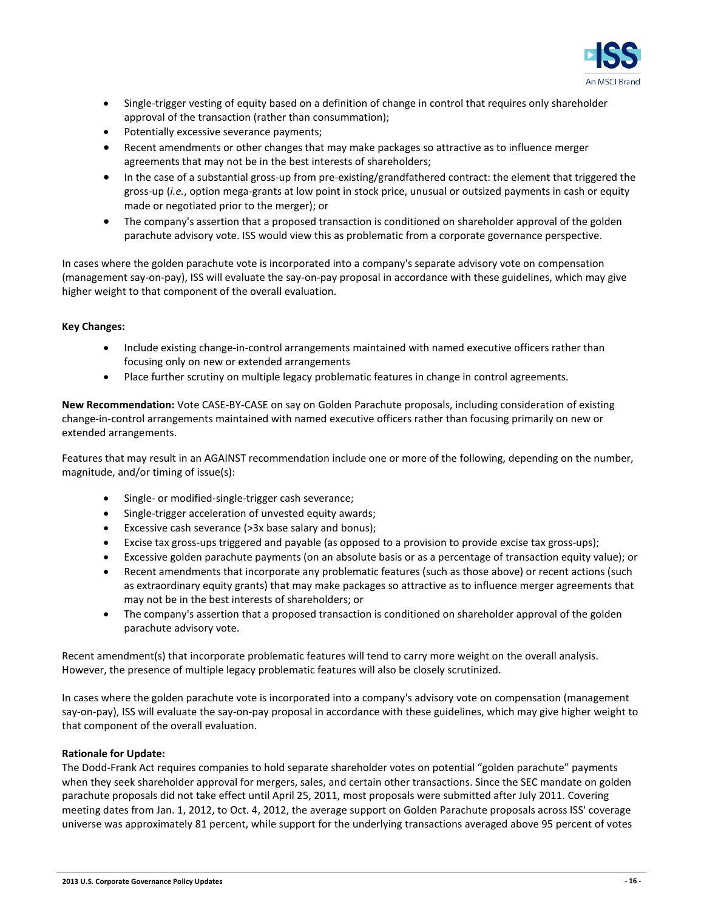- Single-trigger vesting of equity based on a definition of change in control that requires only shareholder approval of the transaction (rather than consummation);
- Potentially excessive severance payments;
- Recent amendments or other changes that may make packages so attractive as to influence merger agreements that may not be in the best interests of shareholders;
- In the case of a substantial gross-up from pre-existing/grandfathered contract: the element that triggered the gross-up (*i.e.*, option mega-grants at low point in stock price, unusual or outsized payments in cash or equity made or negotiated prior to the merger); or
- The company's assertion that a proposed transaction is conditioned on shareholder approval of the golden parachute advisory vote. ISS would view this as problematic from a corporate governance perspective.

In cases where the golden parachute vote is incorporated into a company's separate advisory vote on compensation (management say-on-pay), ISS will evaluate the say-on-pay proposal in accordance with these guidelines, which may give higher weight to that component of the overall evaluation.

**Key Changes:**

- Include existing change-in-control arrangements maintained with named executive officers rather than focusing only on new or extended arrangements
- Place further scrutiny on multiple legacy problematic features in change in control agreements.

**New Recommendation:** Vote CASE-BY-CASE on say on Golden Parachute proposals, including consideration of existing change-in-control arrangements maintained with named executive officers rather than focusing primarily on new or extended arrangements.

Features that may result in an AGAINST recommendation include one or more of the following, depending on the number, magnitude, and/or timing of issue(s):

- Single- or modified-single-trigger cash severance;
- Single-trigger acceleration of unvested equity awards;
- Excessive cash severance (>3x base salary and bonus);
- Excise tax gross-ups triggered and payable (as opposed to a provision to provide excise tax gross-ups);
- Excessive golden parachute payments (on an absolute basis or as a percentage of transaction equity value); or
- Recent amendments that incorporate any problematic features (such as those above) or recent actions (such as extraordinary equity grants) that may make packages so attractive as to influence merger agreements that may not be in the best interests of shareholders; or
- The company's assertion that a proposed transaction is conditioned on shareholder approval of the golden parachute advisory vote.

Recent amendment(s) that incorporate problematic features will tend to carry more weight on the overall analysis. However, the presence of multiple legacy problematic features will also be closely scrutinized.

In cases where the golden parachute vote is incorporated into a company's advisory vote on compensation (management say-on-pay), ISS will evaluate the say-on-pay proposal in accordance with these guidelines, which may give higher weight to that component of the overall evaluation.

**Rationale for Update:**

The Dodd-Frank Act requires companies to hold separate shareholder votes on potential "golden parachute" payments when they seek shareholder approval for mergers, sales, and certain other transactions. Since the SEC mandate on golden parachute proposals did not take effect until April 25, 2011, most proposals were submitted after July 2011. Covering meeting dates from Jan. 1, 2012, to Oct. 4, 2012, the average support on Golden Parachute proposals across ISS' coverage universe was approximately 81 percent, while support for the underlying transactions averaged above 95 percent of votes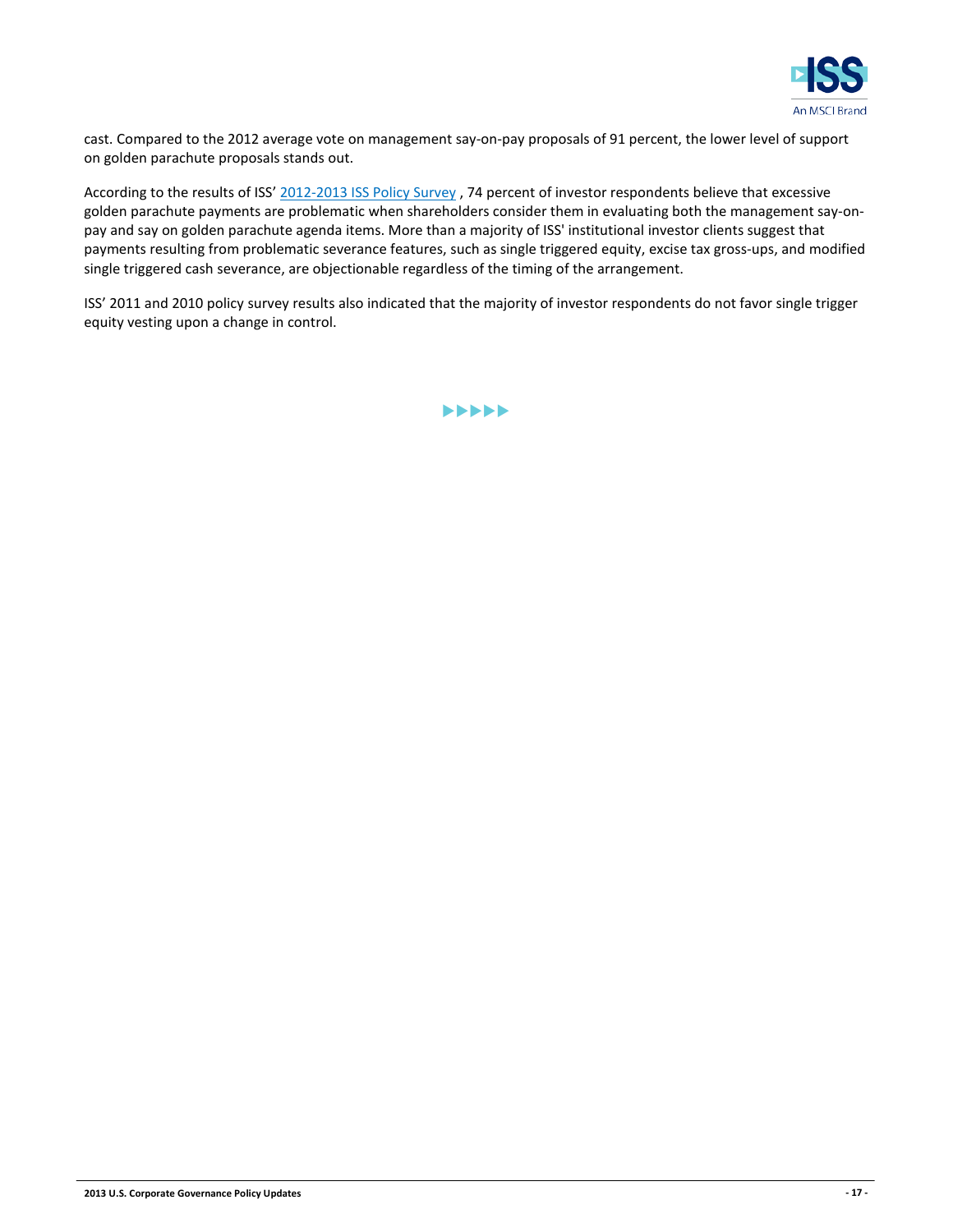cast. Compared to the 2012 average vote on management say-on-pay proposals of 91 percent, the lower level of support on golden parachute proposals stands out.

According to the results of ISS' 2012-2013 ISS Policy Survey , 74 percent of investor respondents believe that excessive golden parachute payments are problematic when shareholders consider them in evaluating both the management say-on-pay and say on golden parachute agenda items. More than a majority of ISS' institutional investor clients suggest that payments resulting from problematic severance features, such as single triggered equity, excise tax gross-ups, and modified single triggered cash severance, are objectionable regardless of the timing of the arrangement.

ISS' 2011 and 2010 policy survey results also indicated that the majority of investor respondents do not favor single trigger equity vesting upon a change in control.

▶▶▶▶▶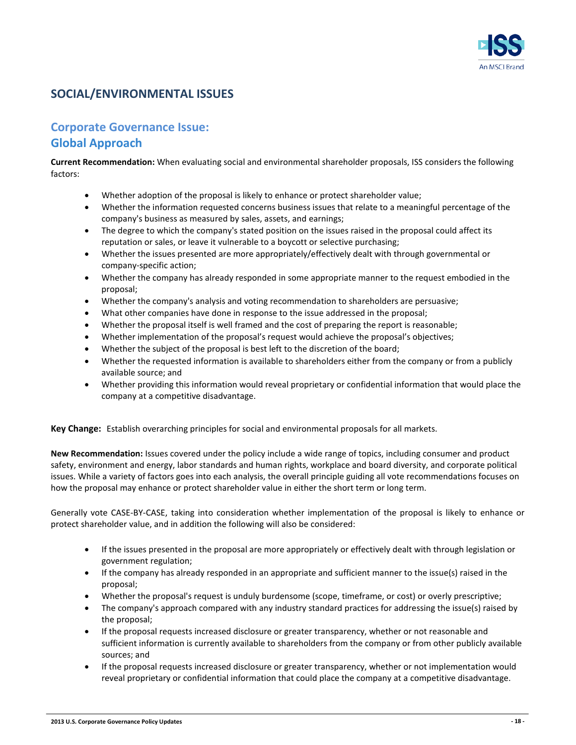## SOCIAL/ENVIRONMENTAL ISSUES

### Corporate Governance Issue: Global Approach

**Current Recommendation:** When evaluating social and environmental shareholder proposals, ISS considers the following factors:

- Whether adoption of the proposal is likely to enhance or protect shareholder value;
- Whether the information requested concerns business issues that relate to a meaningful percentage of the company's business as measured by sales, assets, and earnings;
- The degree to which the company's stated position on the issues raised in the proposal could affect its reputation or sales, or leave it vulnerable to a boycott or selective purchasing;
- Whether the issues presented are more appropriately/effectively dealt with through governmental or company-specific action;
- Whether the company has already responded in some appropriate manner to the request embodied in the proposal;
- Whether the company's analysis and voting recommendation to shareholders are persuasive;
- What other companies have done in response to the issue addressed in the proposal;
- Whether the proposal itself is well framed and the cost of preparing the report is reasonable;
- Whether implementation of the proposal's request would achieve the proposal's objectives;
- Whether the subject of the proposal is best left to the discretion of the board;
- Whether the requested information is available to shareholders either from the company or from a publicly available source; and
- Whether providing this information would reveal proprietary or confidential information that would place the company at a competitive disadvantage.

**Key Change:** Establish overarching principles for social and environmental proposals for all markets.

**New Recommendation:** Issues covered under the policy include a wide range of topics, including consumer and product safety, environment and energy, labor standards and human rights, workplace and board diversity, and corporate political issues. While a variety of factors goes into each analysis, the overall principle guiding all vote recommendations focuses on how the proposal may enhance or protect shareholder value in either the short term or long term.

Generally vote CASE-BY-CASE, taking into consideration whether implementation of the proposal is likely to enhance or protect shareholder value, and in addition the following will also be considered:

- If the issues presented in the proposal are more appropriately or effectively dealt with through legislation or government regulation;
- If the company has already responded in an appropriate and sufficient manner to the issue(s) raised in the proposal;
- Whether the proposal's request is unduly burdensome (scope, timeframe, or cost) or overly prescriptive;
- The company's approach compared with any industry standard practices for addressing the issue(s) raised by the proposal;
- If the proposal requests increased disclosure or greater transparency, whether or not reasonable and sufficient information is currently available to shareholders from the company or from other publicly available sources; and
- If the proposal requests increased disclosure or greater transparency, whether or not implementation would reveal proprietary or confidential information that could place the company at a competitive disadvantage.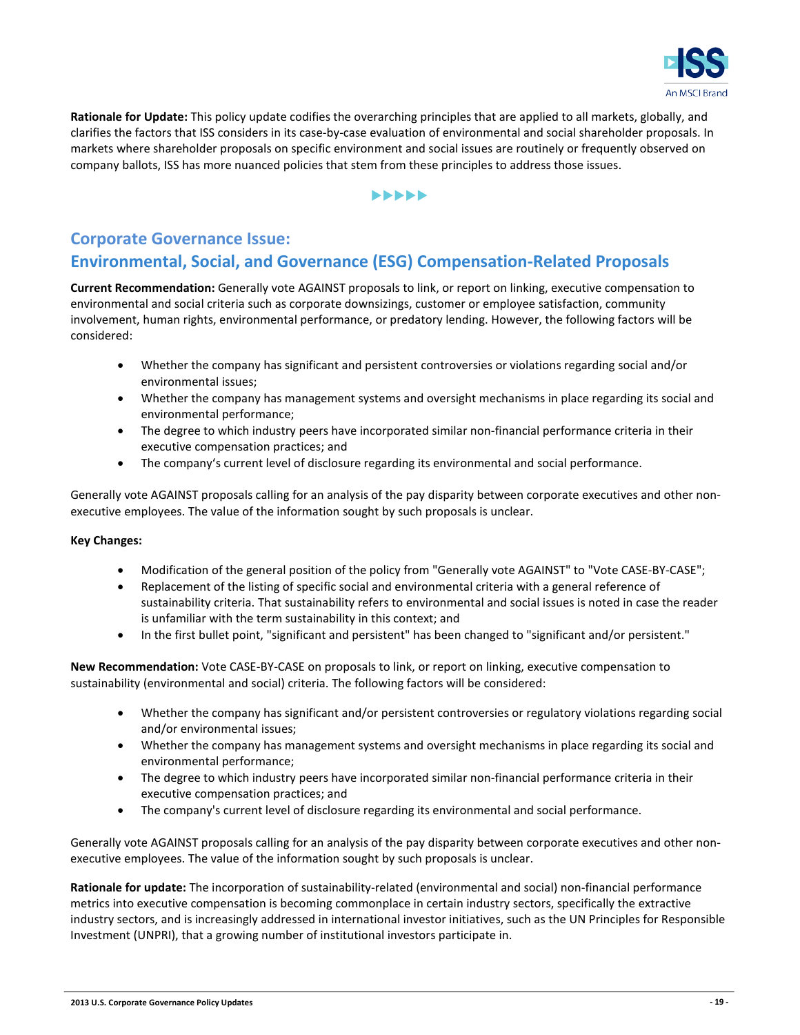**Rationale for Update:** This policy update codifies the overarching principles that are applied to all markets, globally, and clarifies the factors that ISS considers in its case-by-case evaluation of environmental and social shareholder proposals. In markets where shareholder proposals on specific environment and social issues are routinely or frequently observed on company ballots, ISS has more nuanced policies that stem from these principles to address those issues.

▶▶▶▶▶

## Corporate Governance Issue: Environmental, Social, and Governance (ESG) Compensation-Related Proposals

**Current Recommendation:** Generally vote AGAINST proposals to link, or report on linking, executive compensation to environmental and social criteria such as corporate downsizings, customer or employee satisfaction, community involvement, human rights, environmental performance, or predatory lending. However, the following factors will be considered:

- Whether the company has significant and persistent controversies or violations regarding social and/or environmental issues;
- Whether the company has management systems and oversight mechanisms in place regarding its social and environmental performance;
- The degree to which industry peers have incorporated similar non-financial performance criteria in their executive compensation practices; and
- The company's current level of disclosure regarding its environmental and social performance.

Generally vote AGAINST proposals calling for an analysis of the pay disparity between corporate executives and other non-executive employees. The value of the information sought by such proposals is unclear.

**Key Changes:**

- Modification of the general position of the policy from "Generally vote AGAINST" to "Vote CASE-BY-CASE";
- Replacement of the listing of specific social and environmental criteria with a general reference of sustainability criteria. That sustainability refers to environmental and social issues is noted in case the reader is unfamiliar with the term sustainability in this context; and
- In the first bullet point, "significant and persistent" has been changed to "significant and/or persistent."

**New Recommendation:** Vote CASE-BY-CASE on proposals to link, or report on linking, executive compensation to sustainability (environmental and social) criteria. The following factors will be considered:

- Whether the company has significant and/or persistent controversies or regulatory violations regarding social and/or environmental issues;
- Whether the company has management systems and oversight mechanisms in place regarding its social and environmental performance;
- The degree to which industry peers have incorporated similar non-financial performance criteria in their executive compensation practices; and
- The company's current level of disclosure regarding its environmental and social performance.

Generally vote AGAINST proposals calling for an analysis of the pay disparity between corporate executives and other non-executive employees. The value of the information sought by such proposals is unclear.

**Rationale for update:** The incorporation of sustainability-related (environmental and social) non-financial performance metrics into executive compensation is becoming commonplace in certain industry sectors, specifically the extractive industry sectors, and is increasingly addressed in international investor initiatives, such as the UN Principles for Responsible Investment (UNPRI), that a growing number of institutional investors participate in.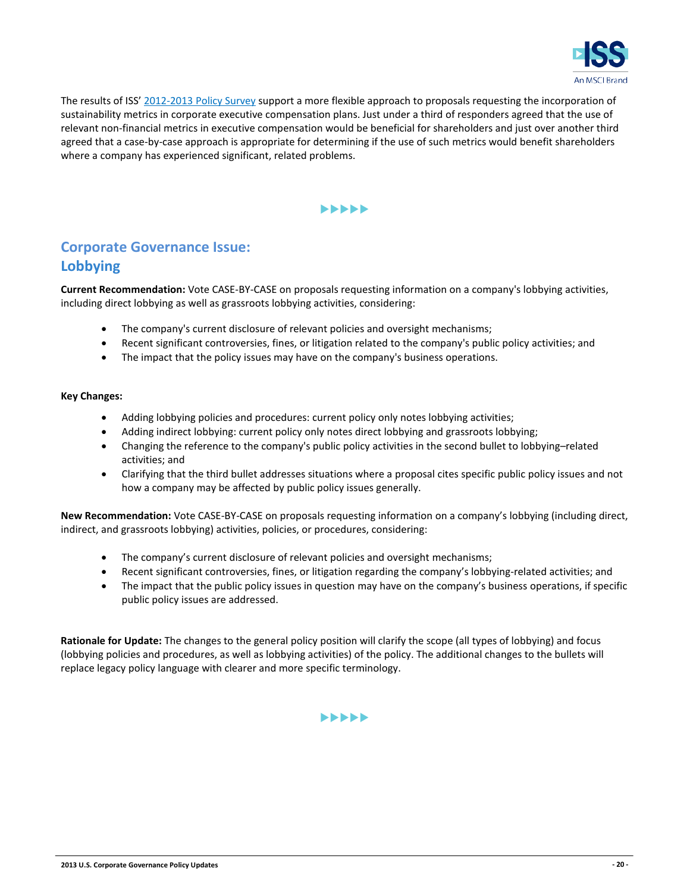The results of ISS' [2012-2013 Policy Survey](2012-2013 Policy Survey) support a more flexible approach to proposals requesting the incorporation of sustainability metrics in corporate executive compensation plans. Just under a third of responders agreed that the use of relevant non-financial metrics in executive compensation would be beneficial for shareholders and just over another third agreed that a case-by-case approach is appropriate for determining if the use of such metrics would benefit shareholders where a company has experienced significant, related problems.

▶▶▶▶▶

## Corporate Governance Issue: Lobbying

**Current Recommendation:** Vote CASE-BY-CASE on proposals requesting information on a company's lobbying activities, including direct lobbying as well as grassroots lobbying activities, considering:

- The company's current disclosure of relevant policies and oversight mechanisms;
- Recent significant controversies, fines, or litigation related to the company's public policy activities; and
- The impact that the policy issues may have on the company's business operations.

**Key Changes:**

- Adding lobbying policies and procedures: current policy only notes lobbying activities;
- Adding indirect lobbying: current policy only notes direct lobbying and grassroots lobbying;
- Changing the reference to the company's public policy activities in the second bullet to lobbying–related activities; and
- Clarifying that the third bullet addresses situations where a proposal cites specific public policy issues and not how a company may be affected by public policy issues generally.

**New Recommendation:** Vote CASE-BY-CASE on proposals requesting information on a company's lobbying (including direct, indirect, and grassroots lobbying) activities, policies, or procedures, considering:

- The company's current disclosure of relevant policies and oversight mechanisms;
- Recent significant controversies, fines, or litigation regarding the company's lobbying-related activities; and
- The impact that the public policy issues in question may have on the company's business operations, if specific public policy issues are addressed.

**Rationale for Update:** The changes to the general policy position will clarify the scope (all types of lobbying) and focus (lobbying policies and procedures, as well as lobbying activities) of the policy. The additional changes to the bullets will replace legacy policy language with clearer and more specific terminology.

▶▶▶▶▶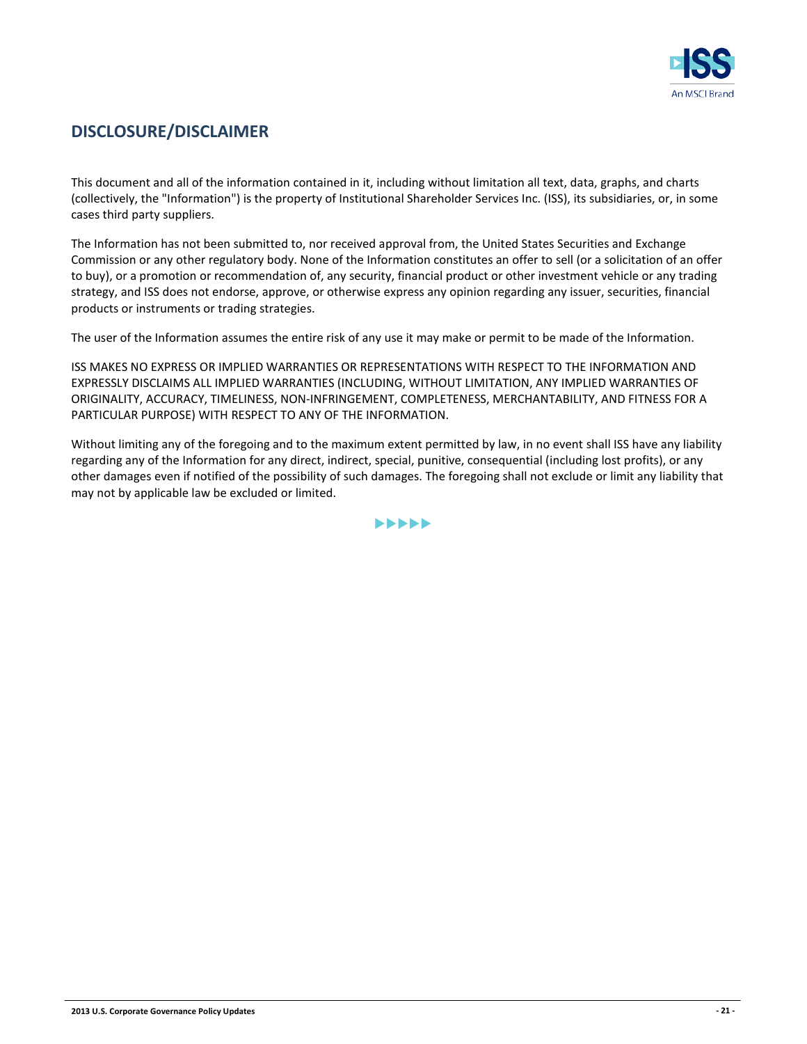## DISCLOSURE/DISCLAIMER

This document and all of the information contained in it, including without limitation all text, data, graphs, and charts (collectively, the "Information") is the property of Institutional Shareholder Services Inc. (ISS), its subsidiaries, or, in some cases third party suppliers.

The Information has not been submitted to, nor received approval from, the United States Securities and Exchange Commission or any other regulatory body. None of the Information constitutes an offer to sell (or a solicitation of an offer to buy), or a promotion or recommendation of, any security, financial product or other investment vehicle or any trading strategy, and ISS does not endorse, approve, or otherwise express any opinion regarding any issuer, securities, financial products or instruments or trading strategies.

The user of the Information assumes the entire risk of any use it may make or permit to be made of the Information.

ISS MAKES NO EXPRESS OR IMPLIED WARRANTIES OR REPRESENTATIONS WITH RESPECT TO THE INFORMATION AND EXPRESSLY DISCLAIMS ALL IMPLIED WARRANTIES (INCLUDING, WITHOUT LIMITATION, ANY IMPLIED WARRANTIES OF ORIGINALITY, ACCURACY, TIMELINESS, NON-INFRINGEMENT, COMPLETENESS, MERCHANTABILITY, AND FITNESS FOR A PARTICULAR PURPOSE) WITH RESPECT TO ANY OF THE INFORMATION.

Without limiting any of the foregoing and to the maximum extent permitted by law, in no event shall ISS have any liability regarding any of the Information for any direct, indirect, special, punitive, consequential (including lost profits), or any other damages even if notified of the possibility of such damages. The foregoing shall not exclude or limit any liability that may not by applicable law be excluded or limited.